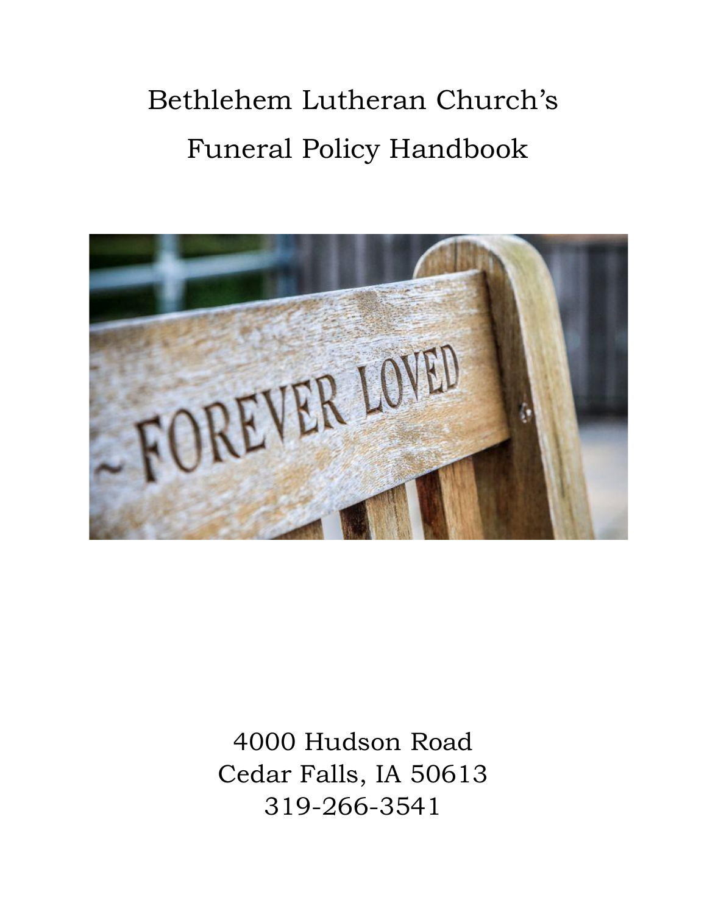# Bethlehem Lutheran Church's Funeral Policy Handbook

4000 Hudson Road
Cedar Falls, IA 50613
319-266-3541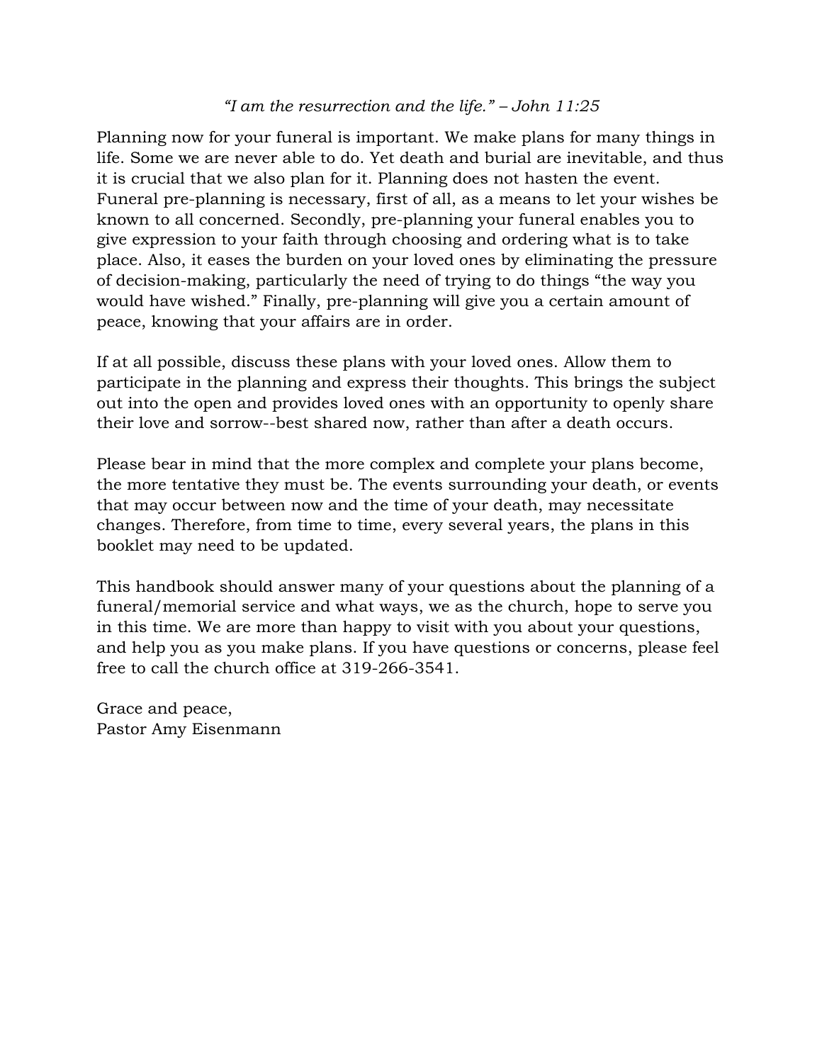*"I am the resurrection and the life." – John 11:25*

Planning now for your funeral is important. We make plans for many things in life. Some we are never able to do. Yet death and burial are inevitable, and thus it is crucial that we also plan for it. Planning does not hasten the event. Funeral pre-planning is necessary, first of all, as a means to let your wishes be known to all concerned. Secondly, pre-planning your funeral enables you to give expression to your faith through choosing and ordering what is to take place. Also, it eases the burden on your loved ones by eliminating the pressure of decision-making, particularly the need of trying to do things "the way you would have wished." Finally, pre-planning will give you a certain amount of peace, knowing that your affairs are in order.

If at all possible, discuss these plans with your loved ones. Allow them to participate in the planning and express their thoughts. This brings the subject out into the open and provides loved ones with an opportunity to openly share their love and sorrow--best shared now, rather than after a death occurs.

Please bear in mind that the more complex and complete your plans become, the more tentative they must be. The events surrounding your death, or events that may occur between now and the time of your death, may necessitate changes. Therefore, from time to time, every several years, the plans in this booklet may need to be updated.

This handbook should answer many of your questions about the planning of a funeral/memorial service and what ways, we as the church, hope to serve you in this time. We are more than happy to visit with you about your questions, and help you as you make plans. If you have questions or concerns, please feel free to call the church office at 319-266-3541.

Grace and peace,
Pastor Amy Eisenmann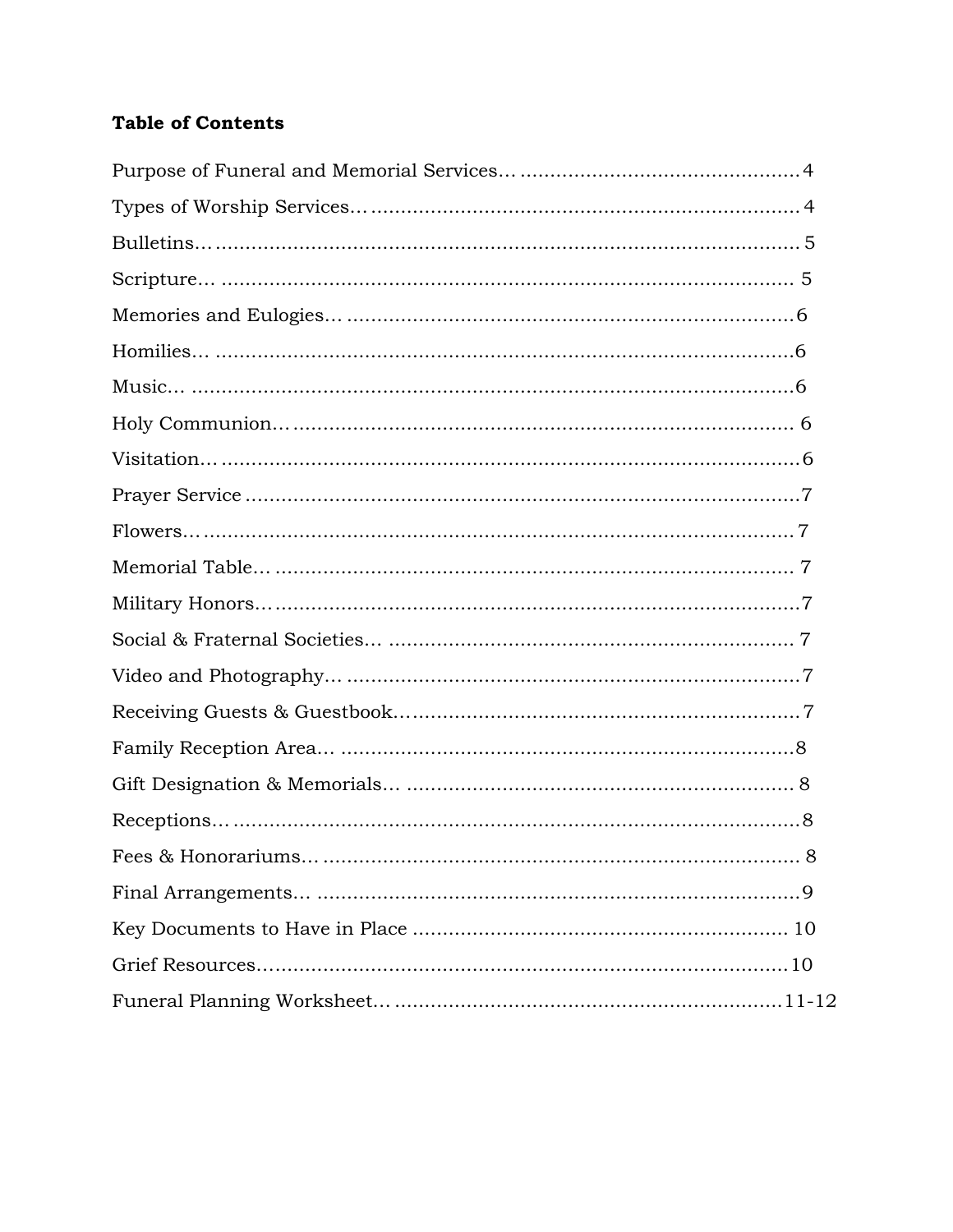**Table of Contents**

| Section | Page |
|---|---|
| Purpose of Funeral and Memorial Services | 4 |
| Types of Worship Services | 4 |
| Bulletins | 5 |
| Scripture | 5 |
| Memories and Eulogies | 6 |
| Homilies | 6 |
| Music | 6 |
| Holy Communion | 6 |
| Visitation | 6 |
| Prayer Service | 7 |
| Flowers | 7 |
| Memorial Table | 7 |
| Military Honors | 7 |
| Social & Fraternal Societies | 7 |
| Video and Photography | 7 |
| Receiving Guests & Guestbook | 7 |
| Family Reception Area | 8 |
| Gift Designation & Memorials | 8 |
| Receptions | 8 |
| Fees & Honorariums | 8 |
| Final Arrangements | 9 |
| Key Documents to Have in Place | 10 |
| Grief Resources | 10 |
| Funeral Planning Worksheet | 11-12 |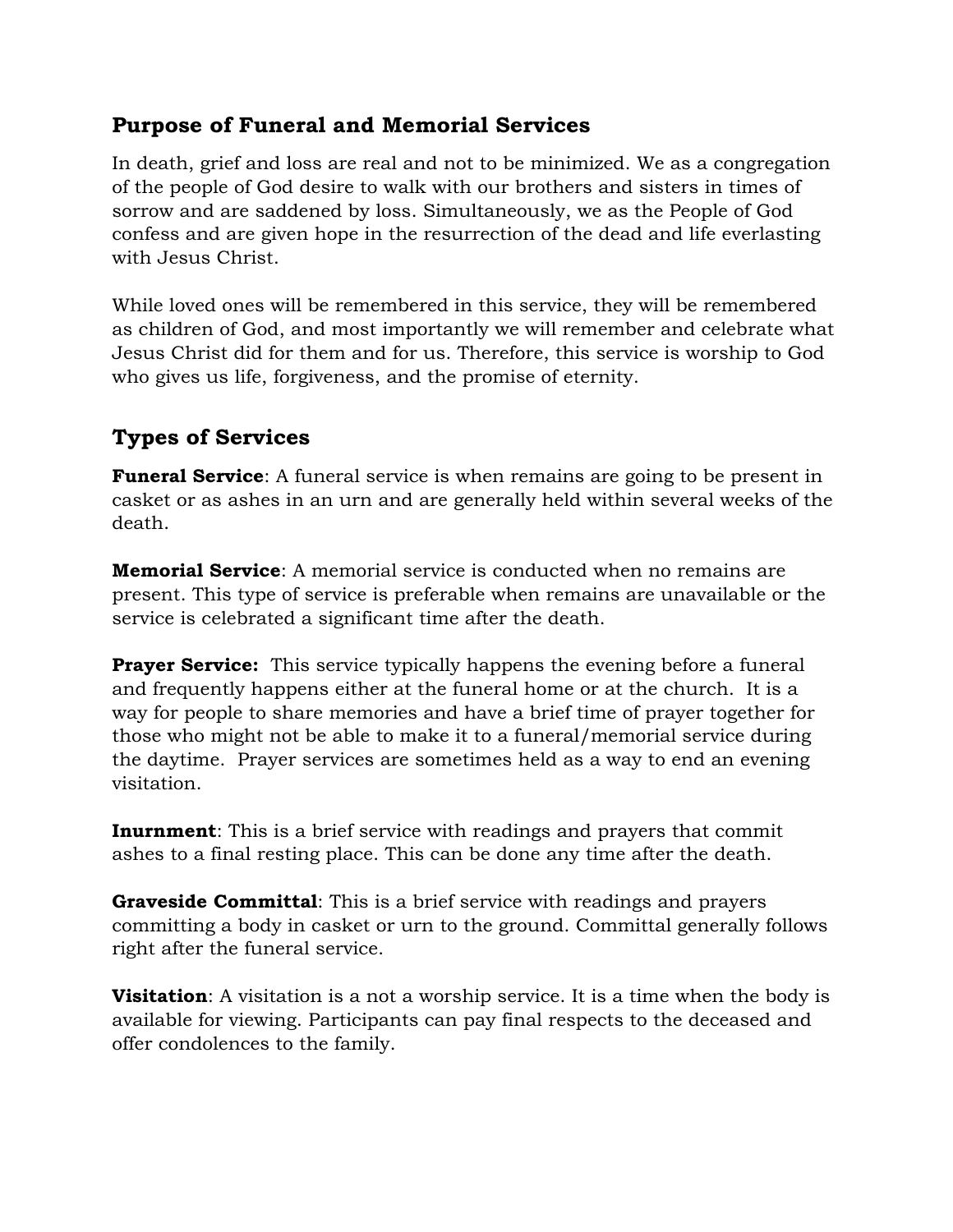## Purpose of Funeral and Memorial Services

In death, grief and loss are real and not to be minimized. We as a congregation of the people of God desire to walk with our brothers and sisters in times of sorrow and are saddened by loss. Simultaneously, we as the People of God confess and are given hope in the resurrection of the dead and life everlasting with Jesus Christ.

While loved ones will be remembered in this service, they will be remembered as children of God, and most importantly we will remember and celebrate what Jesus Christ did for them and for us. Therefore, this service is worship to God who gives us life, forgiveness, and the promise of eternity.

## Types of Services

**Funeral Service**: A funeral service is when remains are going to be present in casket or as ashes in an urn and are generally held within several weeks of the death.

**Memorial Service**: A memorial service is conducted when no remains are present. This type of service is preferable when remains are unavailable or the service is celebrated a significant time after the death.

**Prayer Service:** This service typically happens the evening before a funeral and frequently happens either at the funeral home or at the church. It is a way for people to share memories and have a brief time of prayer together for those who might not be able to make it to a funeral/memorial service during the daytime. Prayer services are sometimes held as a way to end an evening visitation.

**Inurnment**: This is a brief service with readings and prayers that commit ashes to a final resting place. This can be done any time after the death.

**Graveside Committal**: This is a brief service with readings and prayers committing a body in casket or urn to the ground. Committal generally follows right after the funeral service.

**Visitation**: A visitation is a not a worship service. It is a time when the body is available for viewing. Participants can pay final respects to the deceased and offer condolences to the family.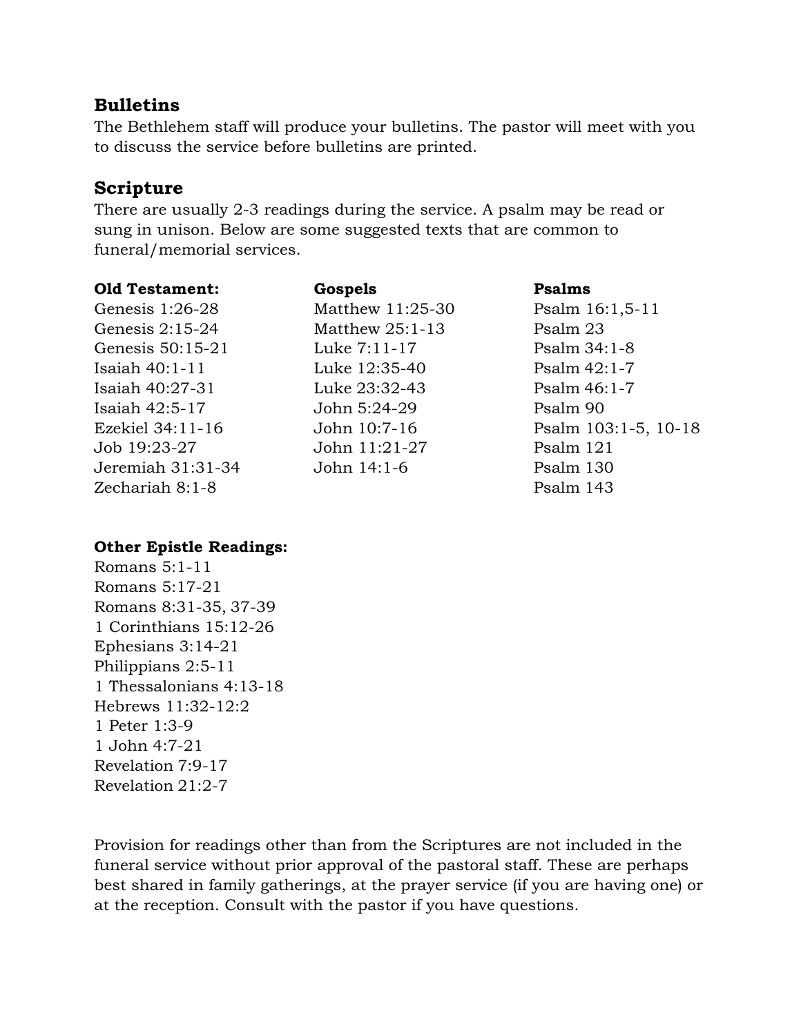## Bulletins

The Bethlehem staff will produce your bulletins. The pastor will meet with you to discuss the service before bulletins are printed.

## Scripture

There are usually 2-3 readings during the service. A psalm may be read or sung in unison. Below are some suggested texts that are common to funeral/memorial services.

**Old Testament:**

Genesis 1:26-28
Genesis 2:15-24
Genesis 50:15-21
Isaiah 40:1-11
Isaiah 40:27-31
Isaiah 42:5-17
Ezekiel 34:11-16
Job 19:23-27
Jeremiah 31:31-34
Zechariah 8:1-8

**Gospels**

Matthew 11:25-30
Matthew 25:1-13
Luke 7:11-17
Luke 12:35-40
Luke 23:32-43
John 5:24-29
John 10:7-16
John 11:21-27
John 14:1-6

**Psalms**

Psalm 16:1,5-11
Psalm 23
Psalm 34:1-8
Psalm 42:1-7
Psalm 46:1-7
Psalm 90
Psalm 103:1-5, 10-18
Psalm 121
Psalm 130
Psalm 143

**Other Epistle Readings:**

Romans 5:1-11
Romans 5:17-21
Romans 8:31-35, 37-39
1 Corinthians 15:12-26
Ephesians 3:14-21
Philippians 2:5-11
1 Thessalonians 4:13-18
Hebrews 11:32-12:2
1 Peter 1:3-9
1 John 4:7-21
Revelation 7:9-17
Revelation 21:2-7

Provision for readings other than from the Scriptures are not included in the funeral service without prior approval of the pastoral staff. These are perhaps best shared in family gatherings, at the prayer service (if you are having one) or at the reception. Consult with the pastor if you have questions.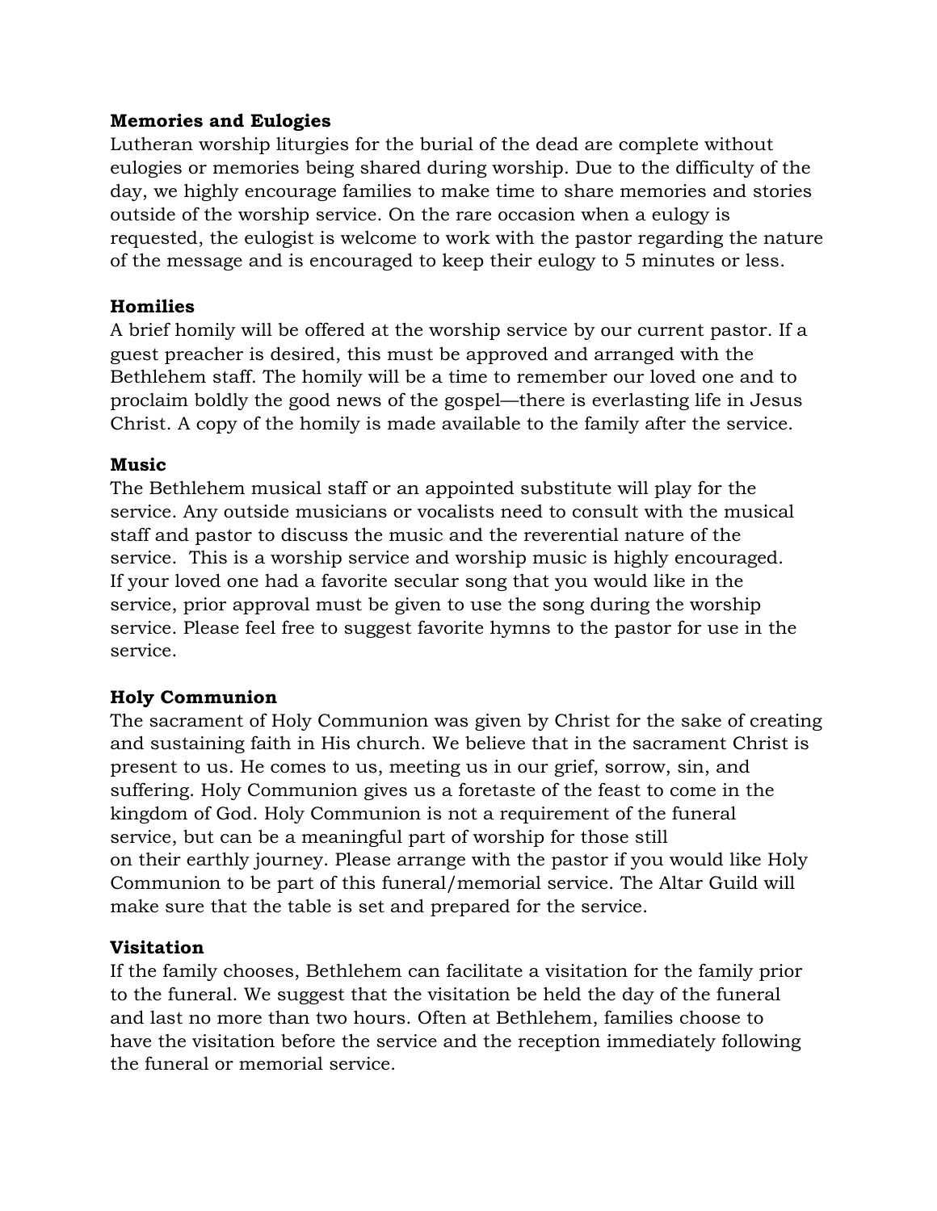**Memories and Eulogies**

Lutheran worship liturgies for the burial of the dead are complete without eulogies or memories being shared during worship. Due to the difficulty of the day, we highly encourage families to make time to share memories and stories outside of the worship service. On the rare occasion when a eulogy is requested, the eulogist is welcome to work with the pastor regarding the nature of the message and is encouraged to keep their eulogy to 5 minutes or less.

**Homilies**

A brief homily will be offered at the worship service by our current pastor. If a guest preacher is desired, this must be approved and arranged with the Bethlehem staff. The homily will be a time to remember our loved one and to proclaim boldly the good news of the gospel—there is everlasting life in Jesus Christ. A copy of the homily is made available to the family after the service.

**Music**

The Bethlehem musical staff or an appointed substitute will play for the service. Any outside musicians or vocalists need to consult with the musical staff and pastor to discuss the music and the reverential nature of the service. This is a worship service and worship music is highly encouraged. If your loved one had a favorite secular song that you would like in the service, prior approval must be given to use the song during the worship service. Please feel free to suggest favorite hymns to the pastor for use in the service.

**Holy Communion**

The sacrament of Holy Communion was given by Christ for the sake of creating and sustaining faith in His church. We believe that in the sacrament Christ is present to us. He comes to us, meeting us in our grief, sorrow, sin, and suffering. Holy Communion gives us a foretaste of the feast to come in the kingdom of God. Holy Communion is not a requirement of the funeral service, but can be a meaningful part of worship for those still on their earthly journey. Please arrange with the pastor if you would like Holy Communion to be part of this funeral/memorial service. The Altar Guild will make sure that the table is set and prepared for the service.

**Visitation**

If the family chooses, Bethlehem can facilitate a visitation for the family prior to the funeral. We suggest that the visitation be held the day of the funeral and last no more than two hours. Often at Bethlehem, families choose to have the visitation before the service and the reception immediately following the funeral or memorial service.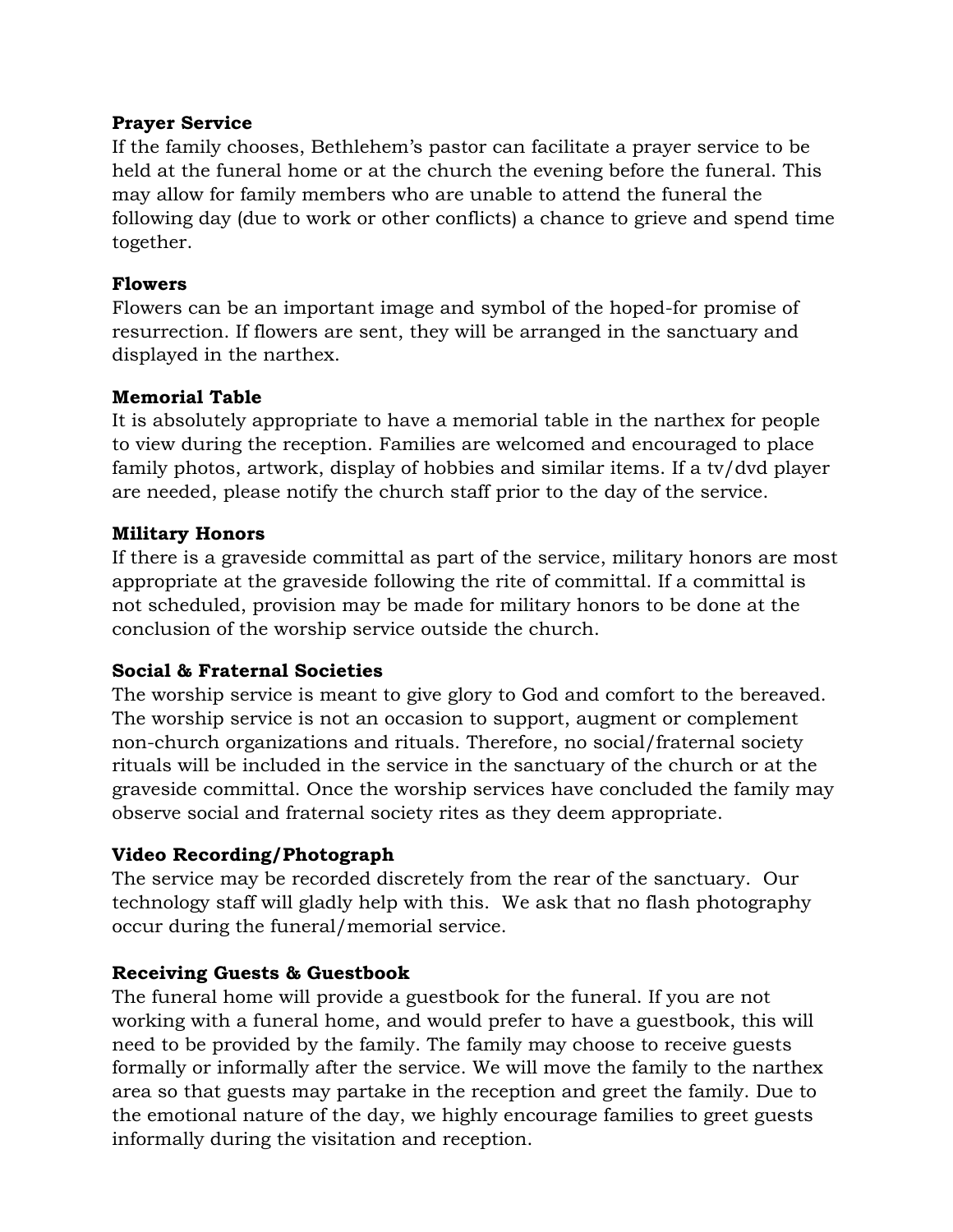**Prayer Service**

If the family chooses, Bethlehem's pastor can facilitate a prayer service to be held at the funeral home or at the church the evening before the funeral. This may allow for family members who are unable to attend the funeral the following day (due to work or other conflicts) a chance to grieve and spend time together.

**Flowers**

Flowers can be an important image and symbol of the hoped-for promise of resurrection. If flowers are sent, they will be arranged in the sanctuary and displayed in the narthex.

**Memorial Table**

It is absolutely appropriate to have a memorial table in the narthex for people to view during the reception. Families are welcomed and encouraged to place family photos, artwork, display of hobbies and similar items. If a tv/dvd player are needed, please notify the church staff prior to the day of the service.

**Military Honors**

If there is a graveside committal as part of the service, military honors are most appropriate at the graveside following the rite of committal. If a committal is not scheduled, provision may be made for military honors to be done at the conclusion of the worship service outside the church.

**Social & Fraternal Societies**

The worship service is meant to give glory to God and comfort to the bereaved. The worship service is not an occasion to support, augment or complement non-church organizations and rituals. Therefore, no social/fraternal society rituals will be included in the service in the sanctuary of the church or at the graveside committal. Once the worship services have concluded the family may observe social and fraternal society rites as they deem appropriate.

**Video Recording/Photograph**

The service may be recorded discretely from the rear of the sanctuary. Our technology staff will gladly help with this. We ask that no flash photography occur during the funeral/memorial service.

**Receiving Guests & Guestbook**

The funeral home will provide a guestbook for the funeral. If you are not working with a funeral home, and would prefer to have a guestbook, this will need to be provided by the family. The family may choose to receive guests formally or informally after the service. We will move the family to the narthex area so that guests may partake in the reception and greet the family. Due to the emotional nature of the day, we highly encourage families to greet guests informally during the visitation and reception.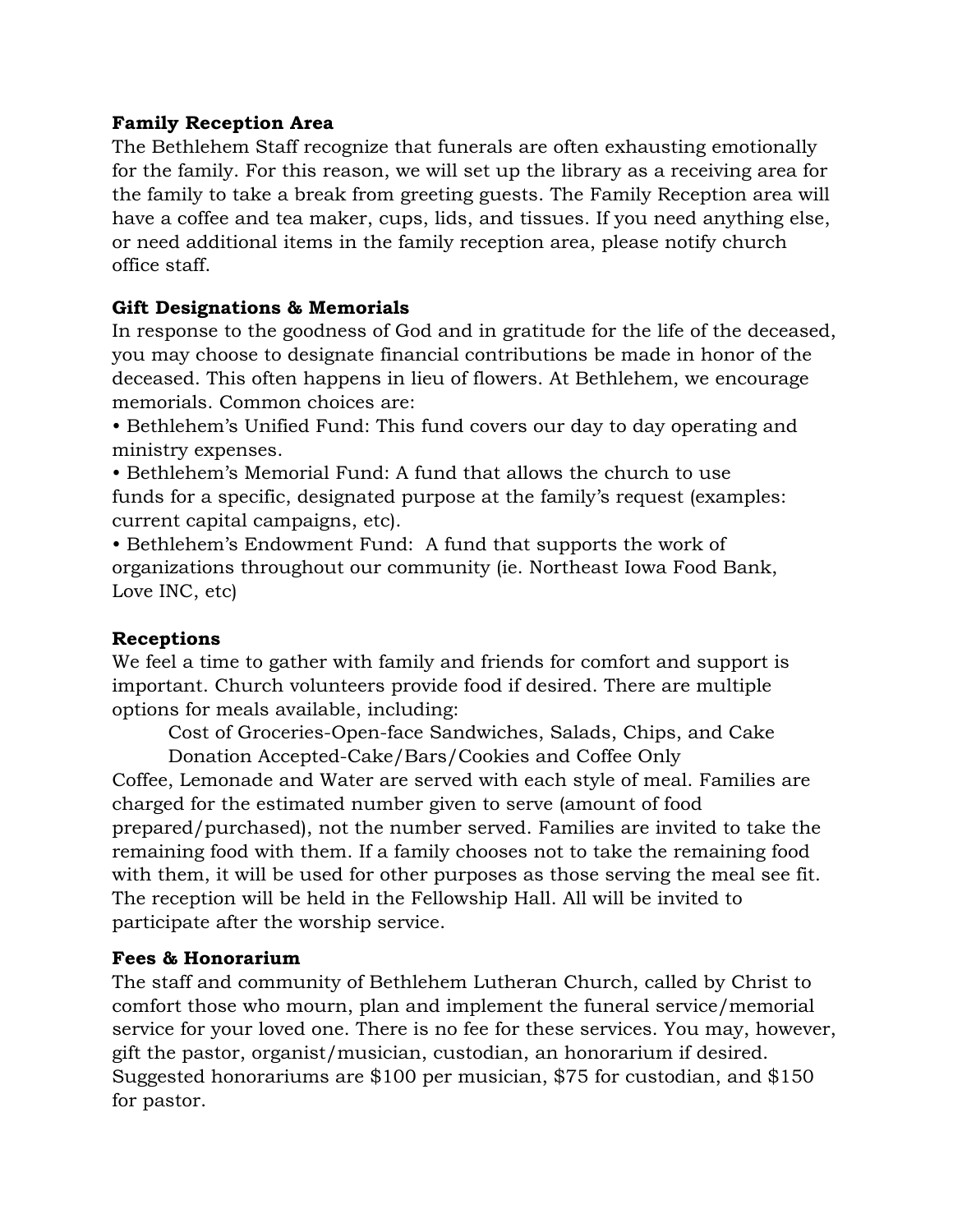**Family Reception Area**

The Bethlehem Staff recognize that funerals are often exhausting emotionally for the family. For this reason, we will set up the library as a receiving area for the family to take a break from greeting guests. The Family Reception area will have a coffee and tea maker, cups, lids, and tissues. If you need anything else, or need additional items in the family reception area, please notify church office staff.

**Gift Designations & Memorials**

In response to the goodness of God and in gratitude for the life of the deceased, you may choose to designate financial contributions be made in honor of the deceased. This often happens in lieu of flowers. At Bethlehem, we encourage memorials. Common choices are:

- Bethlehem's Unified Fund: This fund covers our day to day operating and ministry expenses.
- Bethlehem's Memorial Fund: A fund that allows the church to use funds for a specific, designated purpose at the family's request (examples: current capital campaigns, etc).
- Bethlehem's Endowment Fund: A fund that supports the work of organizations throughout our community (ie. Northeast Iowa Food Bank, Love INC, etc)

**Receptions**

We feel a time to gather with family and friends for comfort and support is important. Church volunteers provide food if desired. There are multiple options for meals available, including:

Cost of Groceries-Open-face Sandwiches, Salads, Chips, and Cake
Donation Accepted-Cake/Bars/Cookies and Coffee Only

Coffee, Lemonade and Water are served with each style of meal. Families are charged for the estimated number given to serve (amount of food prepared/purchased), not the number served. Families are invited to take the remaining food with them. If a family chooses not to take the remaining food with them, it will be used for other purposes as those serving the meal see fit. The reception will be held in the Fellowship Hall. All will be invited to participate after the worship service.

**Fees & Honorarium**

The staff and community of Bethlehem Lutheran Church, called by Christ to comfort those who mourn, plan and implement the funeral service/memorial service for your loved one. There is no fee for these services. You may, however, gift the pastor, organist/musician, custodian, an honorarium if desired. Suggested honorariums are $100 per musician, $75 for custodian, and $150 for pastor.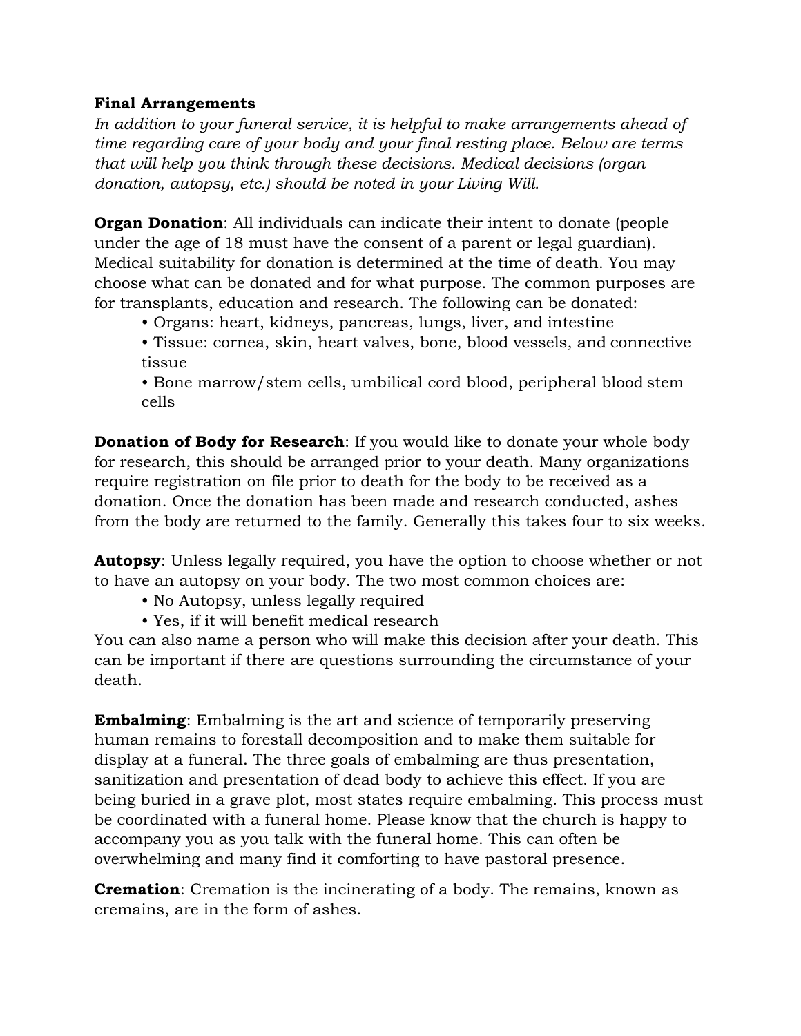**Final Arrangements**

*In addition to your funeral service, it is helpful to make arrangements ahead of time regarding care of your body and your final resting place. Below are terms that will help you think through these decisions. Medical decisions (organ donation, autopsy, etc.) should be noted in your Living Will.*

**Organ Donation**: All individuals can indicate their intent to donate (people under the age of 18 must have the consent of a parent or legal guardian). Medical suitability for donation is determined at the time of death. You may choose what can be donated and for what purpose. The common purposes are for transplants, education and research. The following can be donated:

- Organs: heart, kidneys, pancreas, lungs, liver, and intestine
- Tissue: cornea, skin, heart valves, bone, blood vessels, and connective tissue
- Bone marrow/stem cells, umbilical cord blood, peripheral blood stem cells

**Donation of Body for Research**: If you would like to donate your whole body for research, this should be arranged prior to your death. Many organizations require registration on file prior to death for the body to be received as a donation. Once the donation has been made and research conducted, ashes from the body are returned to the family. Generally this takes four to six weeks.

**Autopsy**: Unless legally required, you have the option to choose whether or not to have an autopsy on your body. The two most common choices are:

- No Autopsy, unless legally required
- Yes, if it will benefit medical research

You can also name a person who will make this decision after your death. This can be important if there are questions surrounding the circumstance of your death.

**Embalming**: Embalming is the art and science of temporarily preserving human remains to forestall decomposition and to make them suitable for display at a funeral. The three goals of embalming are thus presentation, sanitization and presentation of dead body to achieve this effect. If you are being buried in a grave plot, most states require embalming. This process must be coordinated with a funeral home. Please know that the church is happy to accompany you as you talk with the funeral home. This can often be overwhelming and many find it comforting to have pastoral presence.

**Cremation**: Cremation is the incinerating of a body. The remains, known as cremains, are in the form of ashes.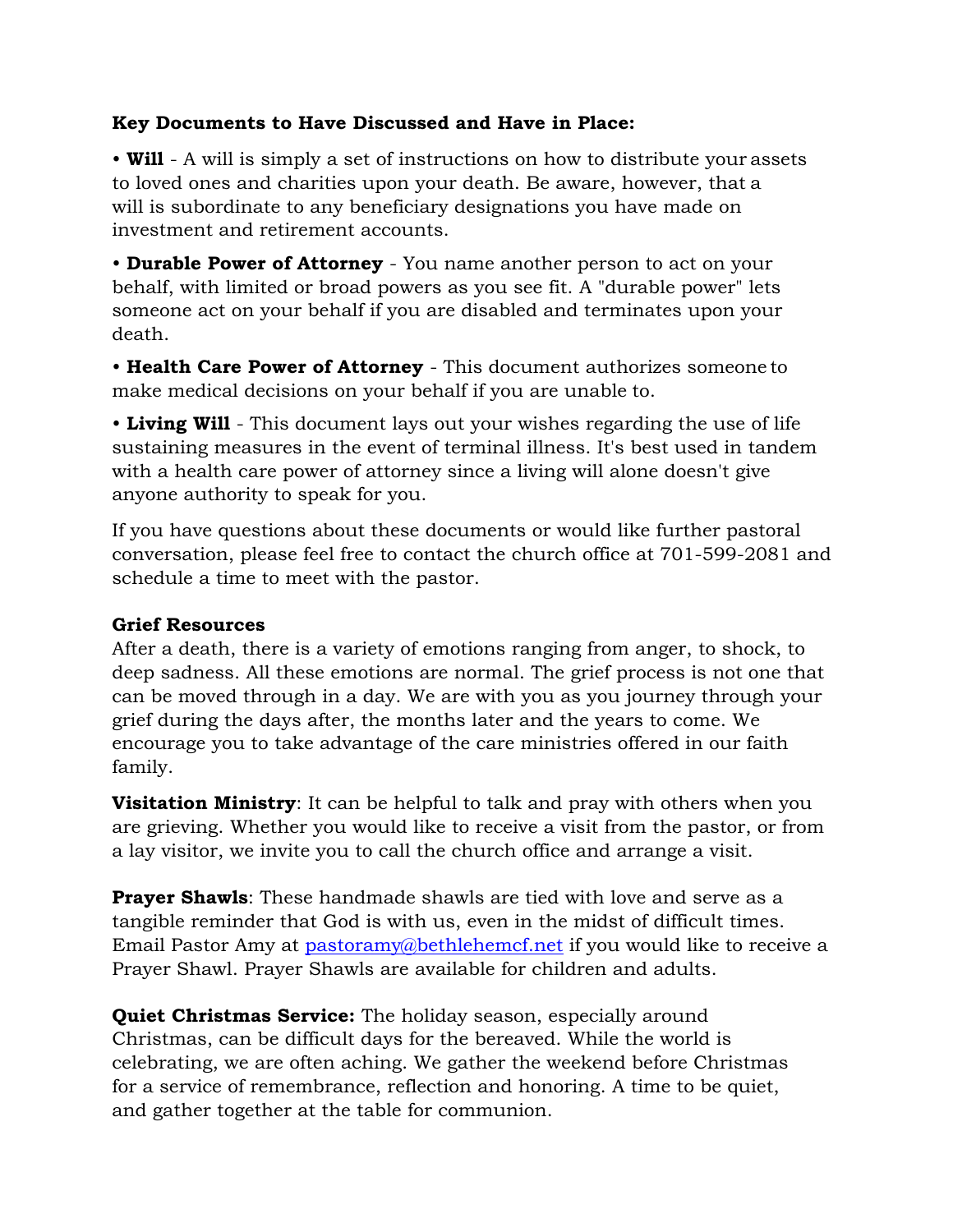**Key Documents to Have Discussed and Have in Place:**

- **Will** - A will is simply a set of instructions on how to distribute your assets to loved ones and charities upon your death. Be aware, however, that a will is subordinate to any beneficiary designations you have made on investment and retirement accounts.

- **Durable Power of Attorney** - You name another person to act on your behalf, with limited or broad powers as you see fit. A "durable power" lets someone act on your behalf if you are disabled and terminates upon your death.

- **Health Care Power of Attorney** - This document authorizes someone to make medical decisions on your behalf if you are unable to.

- **Living Will** - This document lays out your wishes regarding the use of life sustaining measures in the event of terminal illness. It's best used in tandem with a health care power of attorney since a living will alone doesn't give anyone authority to speak for you.

If you have questions about these documents or would like further pastoral conversation, please feel free to contact the church office at 701-599-2081 and schedule a time to meet with the pastor.

**Grief Resources**

After a death, there is a variety of emotions ranging from anger, to shock, to deep sadness. All these emotions are normal. The grief process is not one that can be moved through in a day. We are with you as you journey through your grief during the days after, the months later and the years to come. We encourage you to take advantage of the care ministries offered in our faith family.

**Visitation Ministry**: It can be helpful to talk and pray with others when you are grieving. Whether you would like to receive a visit from the pastor, or from a lay visitor, we invite you to call the church office and arrange a visit.

**Prayer Shawls**: These handmade shawls are tied with love and serve as a tangible reminder that God is with us, even in the midst of difficult times. Email Pastor Amy at pastoramy@bethlehemcf.net if you would like to receive a Prayer Shawl. Prayer Shawls are available for children and adults.

**Quiet Christmas Service:** The holiday season, especially around Christmas, can be difficult days for the bereaved. While the world is celebrating, we are often aching. We gather the weekend before Christmas for a service of remembrance, reflection and honoring. A time to be quiet, and gather together at the table for communion.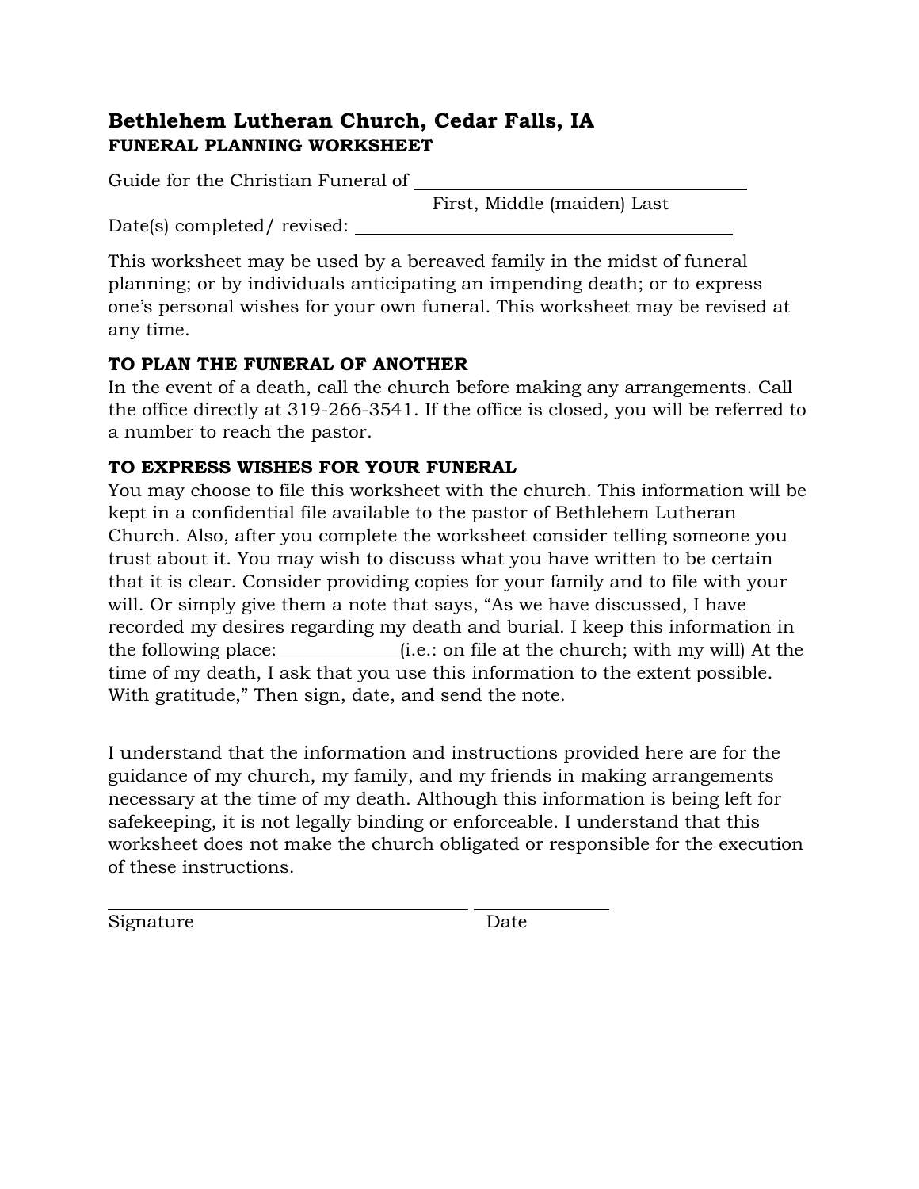# Bethlehem Lutheran Church, Cedar Falls, IA

## FUNERAL PLANNING WORKSHEET

Guide for the Christian Funeral of ______________________________

First, Middle (maiden) Last

Date(s) completed/ revised: ______________________________

This worksheet may be used by a bereaved family in the midst of funeral planning; or by individuals anticipating an impending death; or to express one's personal wishes for your own funeral. This worksheet may be revised at any time.

**TO PLAN THE FUNERAL OF ANOTHER**

In the event of a death, call the church before making any arrangements. Call the office directly at 319-266-3541. If the office is closed, you will be referred to a number to reach the pastor.

**TO EXPRESS WISHES FOR YOUR FUNERAL**

You may choose to file this worksheet with the church. This information will be kept in a confidential file available to the pastor of Bethlehem Lutheran Church. Also, after you complete the worksheet consider telling someone you trust about it. You may wish to discuss what you have written to be certain that it is clear. Consider providing copies for your family and to file with your will. Or simply give them a note that says, "As we have discussed, I have recorded my desires regarding my death and burial. I keep this information in the following place:____________(i.e.: on file at the church; with my will) At the time of my death, I ask that you use this information to the extent possible. With gratitude," Then sign, date, and send the note.

I understand that the information and instructions provided here are for the guidance of my church, my family, and my friends in making arrangements necessary at the time of my death. Although this information is being left for safekeeping, it is not legally binding or enforceable. I understand that this worksheet does not make the church obligated or responsible for the execution of these instructions.

______________________________ ____________

Signature Date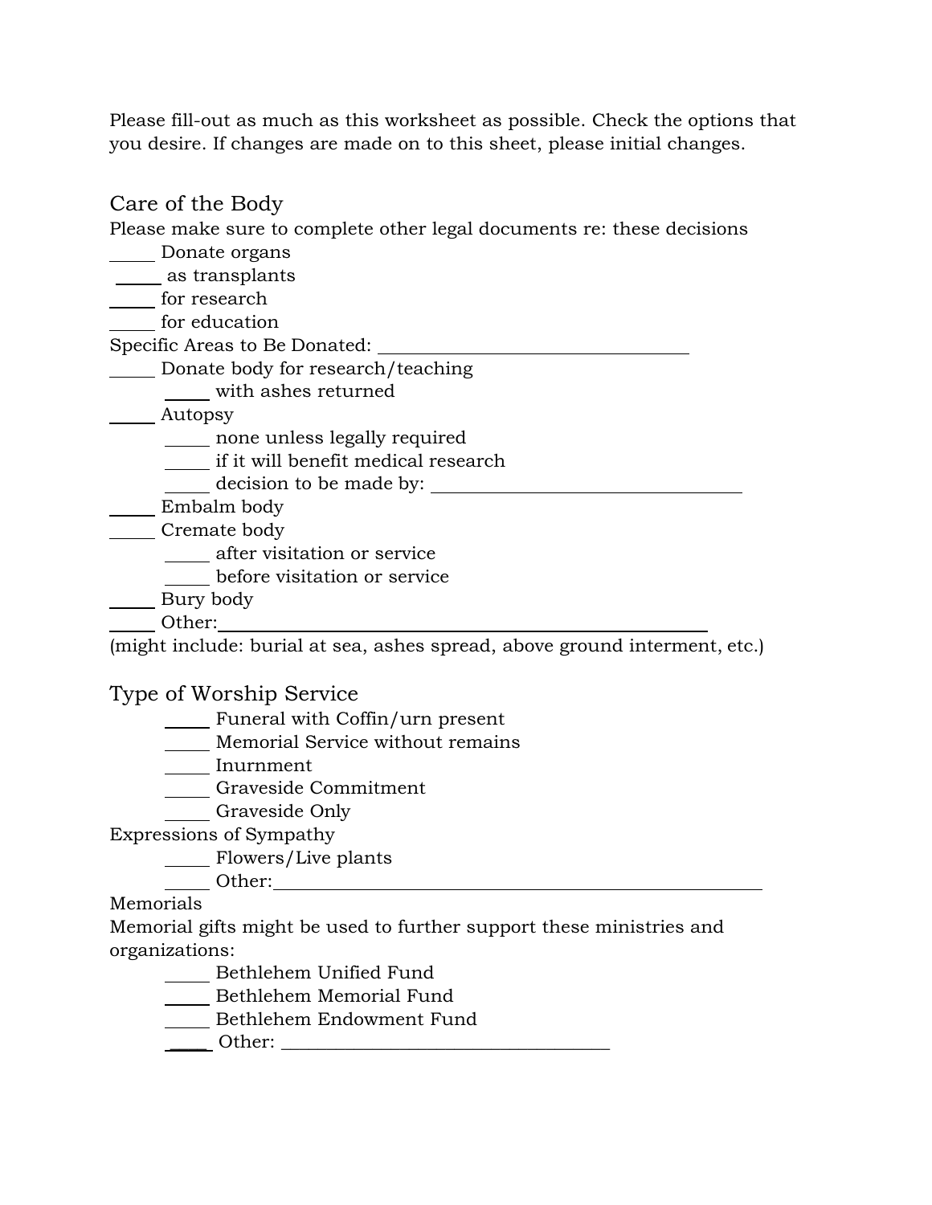Please fill-out as much as this worksheet as possible. Check the options that you desire. If changes are made on to this sheet, please initial changes.

## Care of the Body

Please make sure to complete other legal documents re: these decisions

_____ Donate organs
_____ as transplants
_____ for research
_____ for education
Specific Areas to Be Donated: ______________________________
_____ Donate body for research/teaching
    _____ with ashes returned
_____ Autopsy
    _____ none unless legally required
    _____ if it will benefit medical research
    _____ decision to be made by: ______________________________
_____ Embalm body
_____ Cremate body
    _____ after visitation or service
    _____ before visitation or service
_____ Bury body
_____ Other:________________________________________
(might include: burial at sea, ashes spread, above ground interment, etc.)

## Type of Worship Service

    _____ Funeral with Coffin/urn present
    _____ Memorial Service without remains
    _____ Inurnment
    _____ Graveside Commitment
    _____ Graveside Only

Expressions of Sympathy

    _____ Flowers/Live plants
    _____ Other:________________________________________

Memorials

Memorial gifts might be used to further support these ministries and organizations:

    _____ Bethlehem Unified Fund
    _____ Bethlehem Memorial Fund
    _____ Bethlehem Endowment Fund
    _____ Other: ______________________________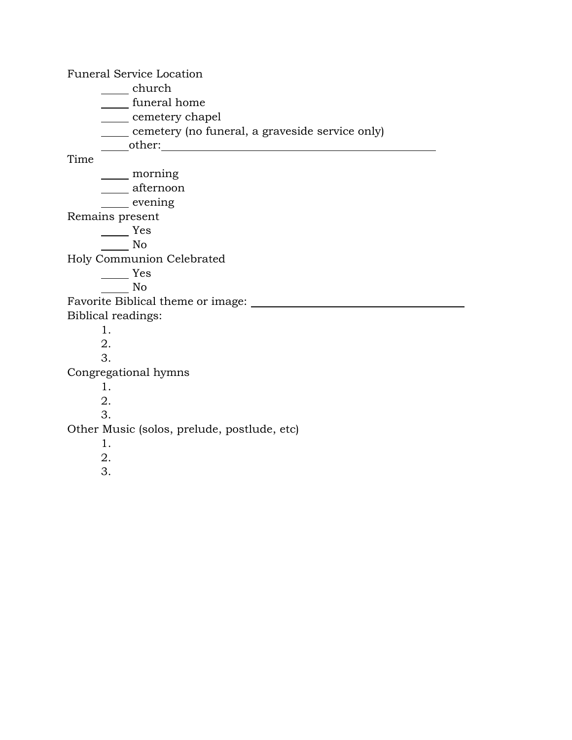Funeral Service Location

- _____ church
- _____ funeral home
- _____ cemetery chapel
- _____ cemetery (no funeral, a graveside service only)
- _____other:_______________________________________________

Time

- _____ morning
- _____ afternoon
- _____ evening

Remains present

- _____ Yes
- _____ No

Holy Communion Celebrated

- _____ Yes
- _____ No

Favorite Biblical theme or image: _____________________________________

Biblical readings:

1.
2.
3.

Congregational hymns

1.
2.
3.

Other Music (solos, prelude, postlude, etc)

1.
2.
3.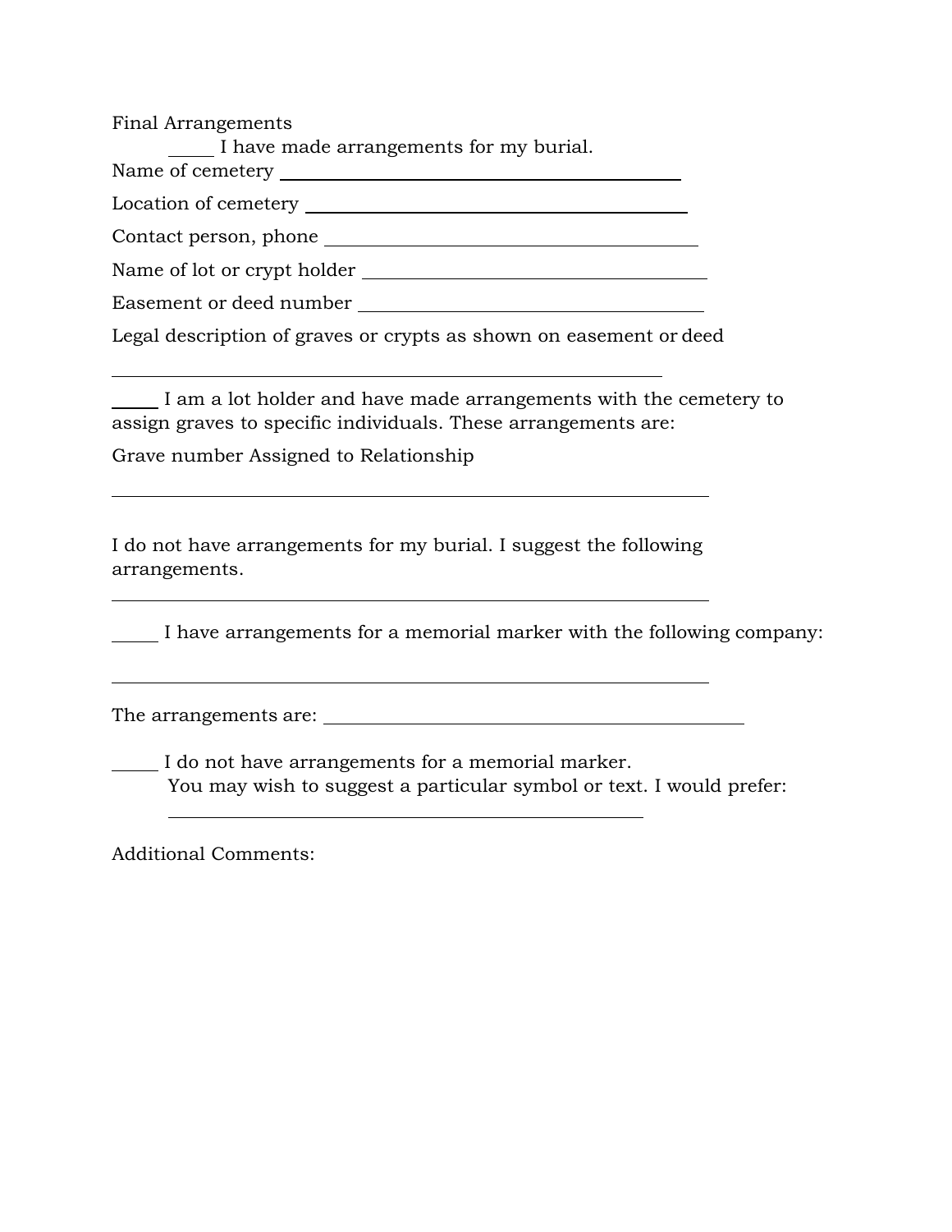Final Arrangements

_____ I have made arrangements for my burial.

Name of cemetery ______________________________________

Location of cemetery ______________________________________

Contact person, phone ______________________________________

Name of lot or crypt holder ______________________________________

Easement or deed number ______________________________________

Legal description of graves or crypts as shown on easement or deed

______________________________________________________________

_____ I am a lot holder and have made arrangements with the cemetery to assign graves to specific individuals. These arrangements are:

Grave number Assigned to Relationship

______________________________________________________________

I do not have arrangements for my burial. I suggest the following arrangements.

______________________________________________________________

_____ I have arrangements for a memorial marker with the following company:

______________________________________________________________

The arrangements are: ______________________________________

_____ I do not have arrangements for a memorial marker.
You may wish to suggest a particular symbol or text. I would prefer:

______________________________________________________

Additional Comments: